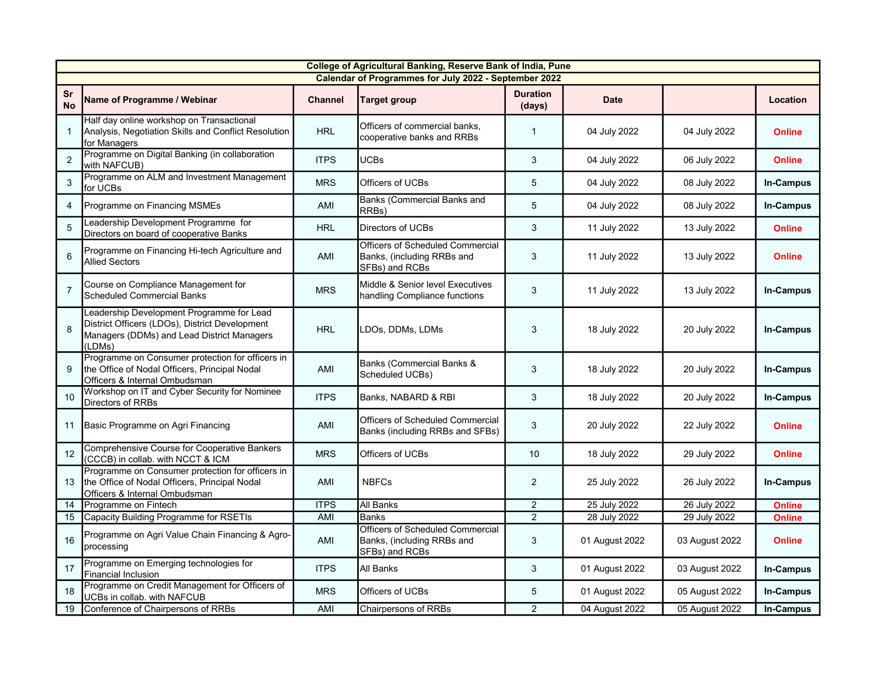| College of Agricultural Banking, Reserve Bank of India, Pune | | | | | | | |
|---|---|---|---|---|---|---|---|
| Calendar of Programmes for July 2022 - September 2022 | | | | | | | |
| Sr No | Name of Programme / Webinar | Channel | Target group | Duration (days) | Date | | Location |
| 1 | Half day online workshop on Transactional Analysis, Negotiation Skills and Conflict Resolution for Managers | HRL | Officers of commercial banks, cooperative banks and RRBs | 1 | 04 July 2022 | 04 July 2022 | **Online** |
| 2 | Programme on Digital Banking (in collaboration with NAFCUB) | ITPS | UCBs | 3 | 04 July 2022 | 06 July 2022 | **Online** |
| 3 | Programme on ALM and Investment Management for UCBs | MRS | Officers of UCBs | 5 | 04 July 2022 | 08 July 2022 | **In-Campus** |
| 4 | Programme on Financing MSMEs | AMI | Banks (Commercial Banks and RRBs) | 5 | 04 July 2022 | 08 July 2022 | **In-Campus** |
| 5 | Leadership Development Programme for Directors on board of cooperative Banks | HRL | Directors of UCBs | 3 | 11 July 2022 | 13 July 2022 | **Online** |
| 6 | Programme on Financing Hi-tech Agriculture and Allied Sectors | AMI | Officers of Scheduled Commercial Banks, (including RRBs and SFBs) and RCBs | 3 | 11 July 2022 | 13 July 2022 | **Online** |
| 7 | Course on Compliance Management for Scheduled Commercial Banks | MRS | Middle & Senior level Executives handling Compliance functions | 3 | 11 July 2022 | 13 July 2022 | **In-Campus** |
| 8 | Leadership Development Programme for Lead District Officers (LDOs), District Development Managers (DDMs) and Lead District Managers (LDMs) | HRL | LDOs, DDMs, LDMs | 3 | 18 July 2022 | 20 July 2022 | **In-Campus** |
| 9 | Programme on Consumer protection for officers in the Office of Nodal Officers, Principal Nodal Officers & Internal Ombudsman | AMI | Banks (Commercial Banks & Scheduled UCBs) | 3 | 18 July 2022 | 20 July 2022 | **In-Campus** |
| 10 | Workshop on IT and Cyber Security for Nominee Directors of RRBs | ITPS | Banks, NABARD & RBI | 3 | 18 July 2022 | 20 July 2022 | **In-Campus** |
| 11 | Basic Programme on Agri Financing | AMI | Officers of Scheduled Commercial Banks (including RRBs and SFBs) | 3 | 20 July 2022 | 22 July 2022 | **Online** |
| 12 | Comprehensive Course for Cooperative Bankers (CCCB) in collab. with NCCT & ICM | MRS | Officers of UCBs | 10 | 18 July 2022 | 29 July 2022 | **Online** |
| 13 | Programme on Consumer protection for officers in the Office of Nodal Officers, Principal Nodal Officers & Internal Ombudsman | AMI | NBFCs | 2 | 25 July 2022 | 26 July 2022 | **In-Campus** |
| 14 | Programme on Fintech | ITPS | All Banks | 2 | 25 July 2022 | 26 July 2022 | **Online** |
| 15 | Capacity Building Programme for RSETIs | AMI | Banks | 2 | 28 July 2022 | 29 July 2022 | **Online** |
| 16 | Programme on Agri Value Chain Financing & Agro-processing | AMI | Officers of Scheduled Commercial Banks, (including RRBs and SFBs) and RCBs | 3 | 01 August 2022 | 03 August 2022 | **Online** |
| 17 | Programme on Emerging technologies for Financial Inclusion | ITPS | All Banks | 3 | 01 August 2022 | 03 August 2022 | **In-Campus** |
| 18 | Programme on Credit Management for Officers of UCBs in collab. with NAFCUB | MRS | Officers of UCBs | 5 | 01 August 2022 | 05 August 2022 | **In-Campus** |
| 19 | Conference of Chairpersons of RRBs | AMI | Chairpersons of RRBs | 2 | 04 August 2022 | 05 August 2022 | **In-Campus** |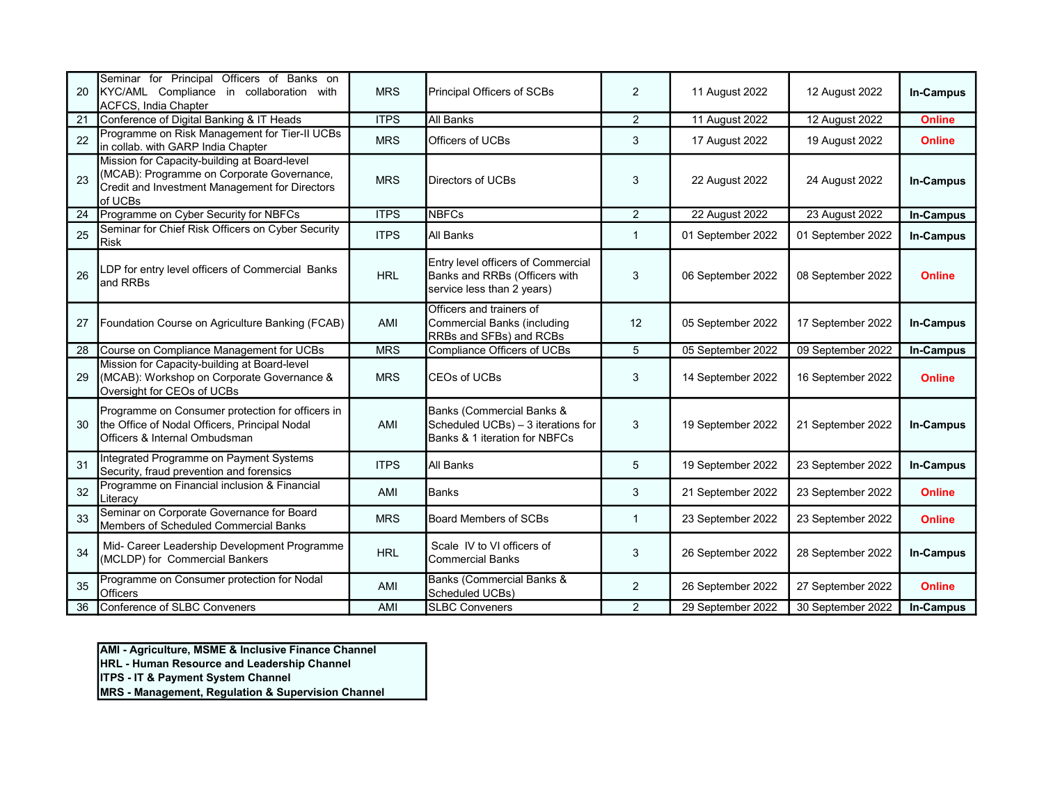| | | | | | | | |
|---|---|---|---|---|---|---|---|
| 20 | Seminar for Principal Officers of Banks on KYC/AML Compliance in collaboration with ACFCS, India Chapter | MRS | Principal Officers of SCBs | 2 | 11 August 2022 | 12 August 2022 | **In-Campus** |
| 21 | Conference of Digital Banking & IT Heads | ITPS | All Banks | 2 | 11 August 2022 | 12 August 2022 | **Online** |
| 22 | Programme on Risk Management for Tier-II UCBs in collab. with GARP India Chapter | MRS | Officers of UCBs | 3 | 17 August 2022 | 19 August 2022 | **Online** |
| 23 | Mission for Capacity-building at Board-level (MCAB): Programme on Corporate Governance, Credit and Investment Management for Directors of UCBs | MRS | Directors of UCBs | 3 | 22 August 2022 | 24 August 2022 | **In-Campus** |
| 24 | Programme on Cyber Security for NBFCs | ITPS | NBFCs | 2 | 22 August 2022 | 23 August 2022 | **In-Campus** |
| 25 | Seminar for Chief Risk Officers on Cyber Security Risk | ITPS | All Banks | 1 | 01 September 2022 | 01 September 2022 | **In-Campus** |
| 26 | LDP for entry level officers of Commercial Banks and RRBs | HRL | Entry level officers of Commercial Banks and RRBs (Officers with service less than 2 years) | 3 | 06 September 2022 | 08 September 2022 | **Online** |
| 27 | Foundation Course on Agriculture Banking (FCAB) | AMI | Officers and trainers of Commercial Banks (including RRBs and SFBs) and RCBs | 12 | 05 September 2022 | 17 September 2022 | **In-Campus** |
| 28 | Course on Compliance Management for UCBs | MRS | Compliance Officers of UCBs | 5 | 05 September 2022 | 09 September 2022 | **In-Campus** |
| 29 | Mission for Capacity-building at Board-level (MCAB): Workshop on Corporate Governance & Oversight for CEOs of UCBs | MRS | CEOs of UCBs | 3 | 14 September 2022 | 16 September 2022 | **Online** |
| 30 | Programme on Consumer protection for officers in the Office of Nodal Officers, Principal Nodal Officers & Internal Ombudsman | AMI | Banks (Commercial Banks & Scheduled UCBs) – 3 iterations for Banks & 1 iteration for NBFCs | 3 | 19 September 2022 | 21 September 2022 | **In-Campus** |
| 31 | Integrated Programme on Payment Systems Security, fraud prevention and forensics | ITPS | All Banks | 5 | 19 September 2022 | 23 September 2022 | **In-Campus** |
| 32 | Programme on Financial inclusion & Financial Literacy | AMI | Banks | 3 | 21 September 2022 | 23 September 2022 | **Online** |
| 33 | Seminar on Corporate Governance for Board Members of Scheduled Commercial Banks | MRS | Board Members of SCBs | 1 | 23 September 2022 | 23 September 2022 | **Online** |
| 34 | Mid- Career Leadership Development Programme (MCLDP) for Commercial Bankers | HRL | Scale IV to VI officers of Commercial Banks | 3 | 26 September 2022 | 28 September 2022 | **In-Campus** |
| 35 | Programme on Consumer protection for Nodal Officers | AMI | Banks (Commercial Banks & Scheduled UCBs) | 2 | 26 September 2022 | 27 September 2022 | **Online** |
| 36 | Conference of SLBC Conveners | AMI | SLBC Conveners | 2 | 29 September 2022 | 30 September 2022 | **In-Campus** |

**AMI - Agriculture, MSME & Inclusive Finance Channel**
**HRL - Human Resource and Leadership Channel**
**ITPS - IT & Payment System Channel**
**MRS - Management, Regulation & Supervision Channel**